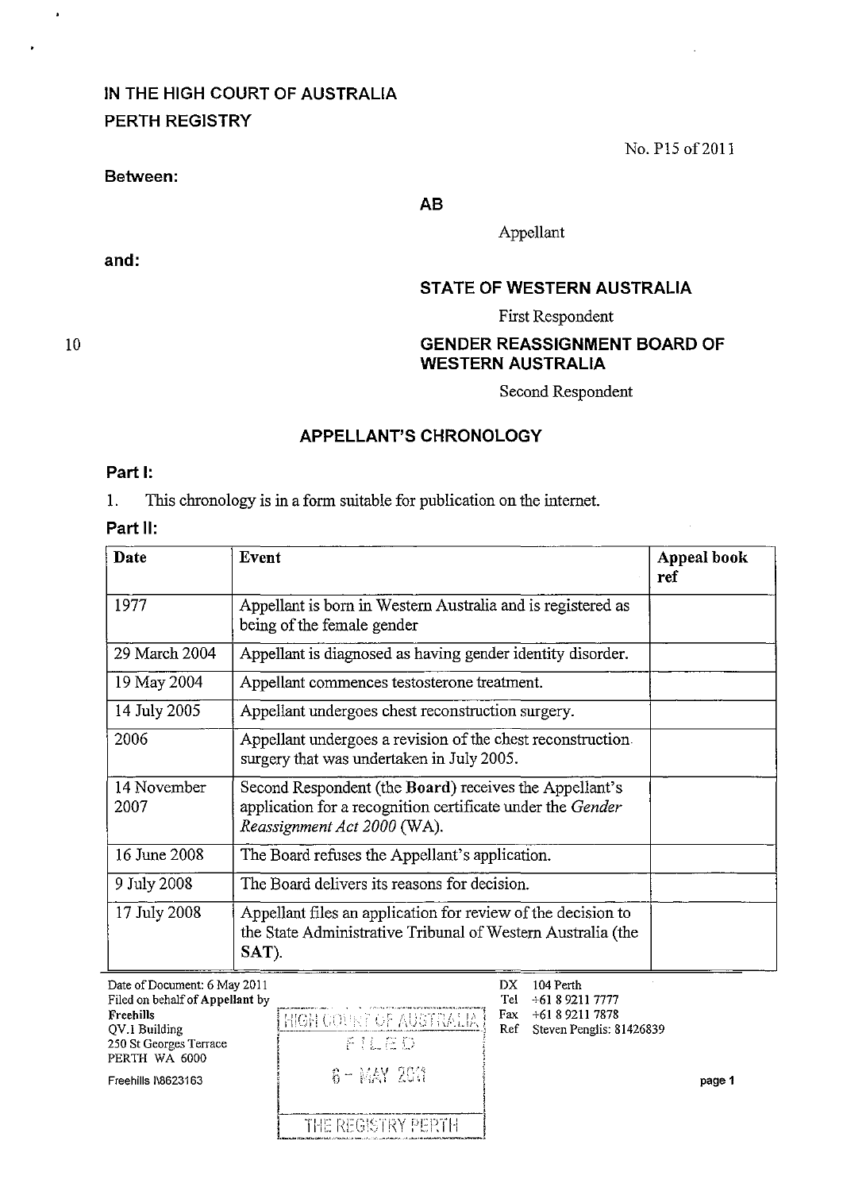IN THE HIGH COURT OF AUSTRALIA
PERTH REGISTRY

No. P15 of 2011

**Between:**

**AB**

Appellant

**and:**

**STATE OF WESTERN AUSTRALIA**

First Respondent

**GENDER REASSIGNMENT BOARD OF WESTERN AUSTRALIA**

Second Respondent

## APPELLANT'S CHRONOLOGY

### Part I:

1. This chronology is in a form suitable for publication on the internet.

### Part II:

| Date | Event | Appeal book ref |
|---|---|---|
| 1977 | Appellant is born in Western Australia and is registered as being of the female gender | |
| 29 March 2004 | Appellant is diagnosed as having gender identity disorder. | |
| 19 May 2004 | Appellant commences testosterone treatment. | |
| 14 July 2005 | Appellant undergoes chest reconstruction surgery. | |
| 2006 | Appellant undergoes a revision of the chest reconstruction surgery that was undertaken in July 2005. | |
| 14 November 2007 | Second Respondent (the **Board**) receives the Appellant's application for a recognition certificate under the *Gender Reassignment Act 2000* (WA). | |
| 16 June 2008 | The Board refuses the Appellant's application. | |
| 9 July 2008 | The Board delivers its reasons for decision. | |
| 17 July 2008 | Appellant files an application for review of the decision to the State Administrative Tribunal of Western Australia (the **SAT**). | |

Date of Document: 6 May 2011
Filed on behalf of **Appellant** by
**Freehills**
QV.1 Building
250 St Georges Terrace
PERTH WA 6000

Freehills I\8623163

HIGH COURT OF AUSTRALIA
FILED
6 - MAY 2011
THE REGISTRY PERTH

DX 104 Perth
Tel +61 8 9211 7777
Fax +61 8 9211 7878
Ref Steven Penglis: 81426839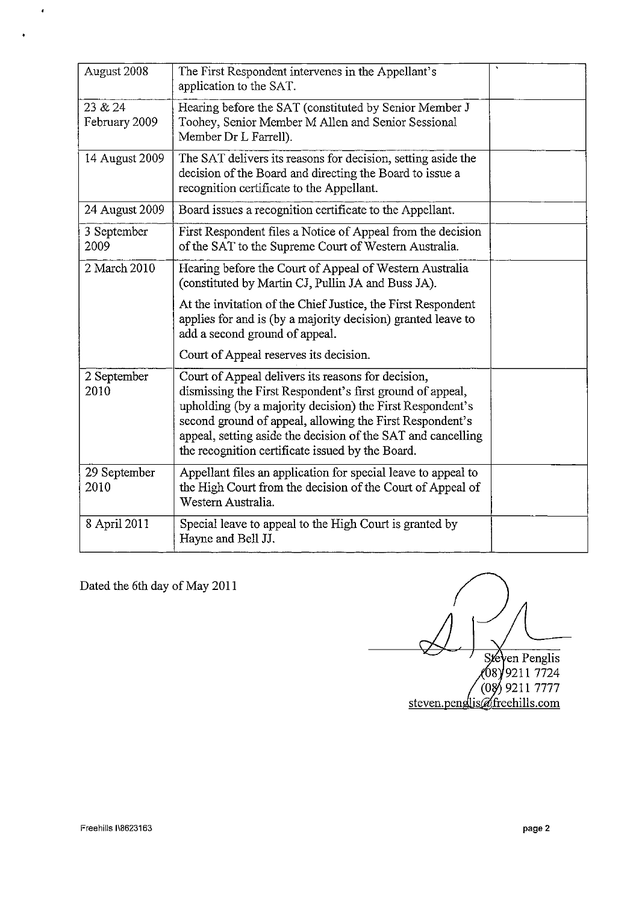| | | |
|---|---|---|
| August 2008 | The First Respondent intervenes in the Appellant's application to the SAT. | |
| 23 & 24 February 2009 | Hearing before the SAT (constituted by Senior Member J Toohey, Senior Member M Allen and Senior Sessional Member Dr L Farrell). | |
| 14 August 2009 | The SAT delivers its reasons for decision, setting aside the decision of the Board and directing the Board to issue a recognition certificate to the Appellant. | |
| 24 August 2009 | Board issues a recognition certificate to the Appellant. | |
| 3 September 2009 | First Respondent files a Notice of Appeal from the decision of the SAT to the Supreme Court of Western Australia. | |
| 2 March 2010 | Hearing before the Court of Appeal of Western Australia (constituted by Martin CJ, Pullin JA and Buss JA).<br><br>At the invitation of the Chief Justice, the First Respondent applies for and is (by a majority decision) granted leave to add a second ground of appeal.<br><br>Court of Appeal reserves its decision. | |
| 2 September 2010 | Court of Appeal delivers its reasons for decision, dismissing the First Respondent's first ground of appeal, upholding (by a majority decision) the First Respondent's second ground of appeal, allowing the First Respondent's appeal, setting aside the decision of the SAT and cancelling the recognition certificate issued by the Board. | |
| 29 September 2010 | Appellant files an application for special leave to appeal to the High Court from the decision of the Court of Appeal of Western Australia. | |
| 8 April 2011 | Special leave to appeal to the High Court is granted by Hayne and Bell JJ. | |

Dated the 6th day of May 2011

Steven Penglis
(08) 9211 7724
(08) 9211 7777
steven.penglis@freehills.com

Freehills I\8623163